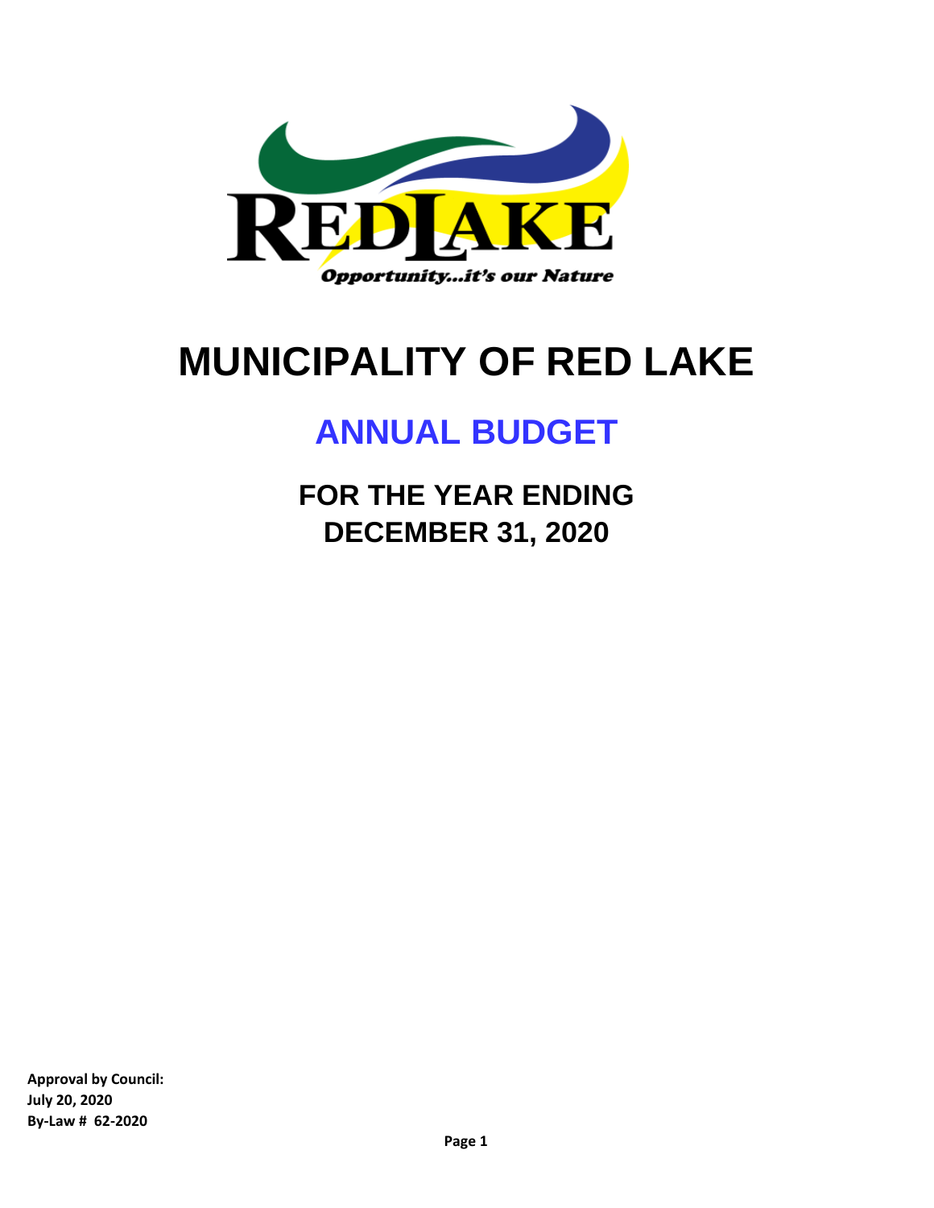# MUNICIPALITY OF RED LAKE

## ANNUAL BUDGET

### FOR THE YEAR ENDING DECEMBER 31, 2020

**Approval by Council:**
**July 20, 2020**
**By-Law # 62-2020**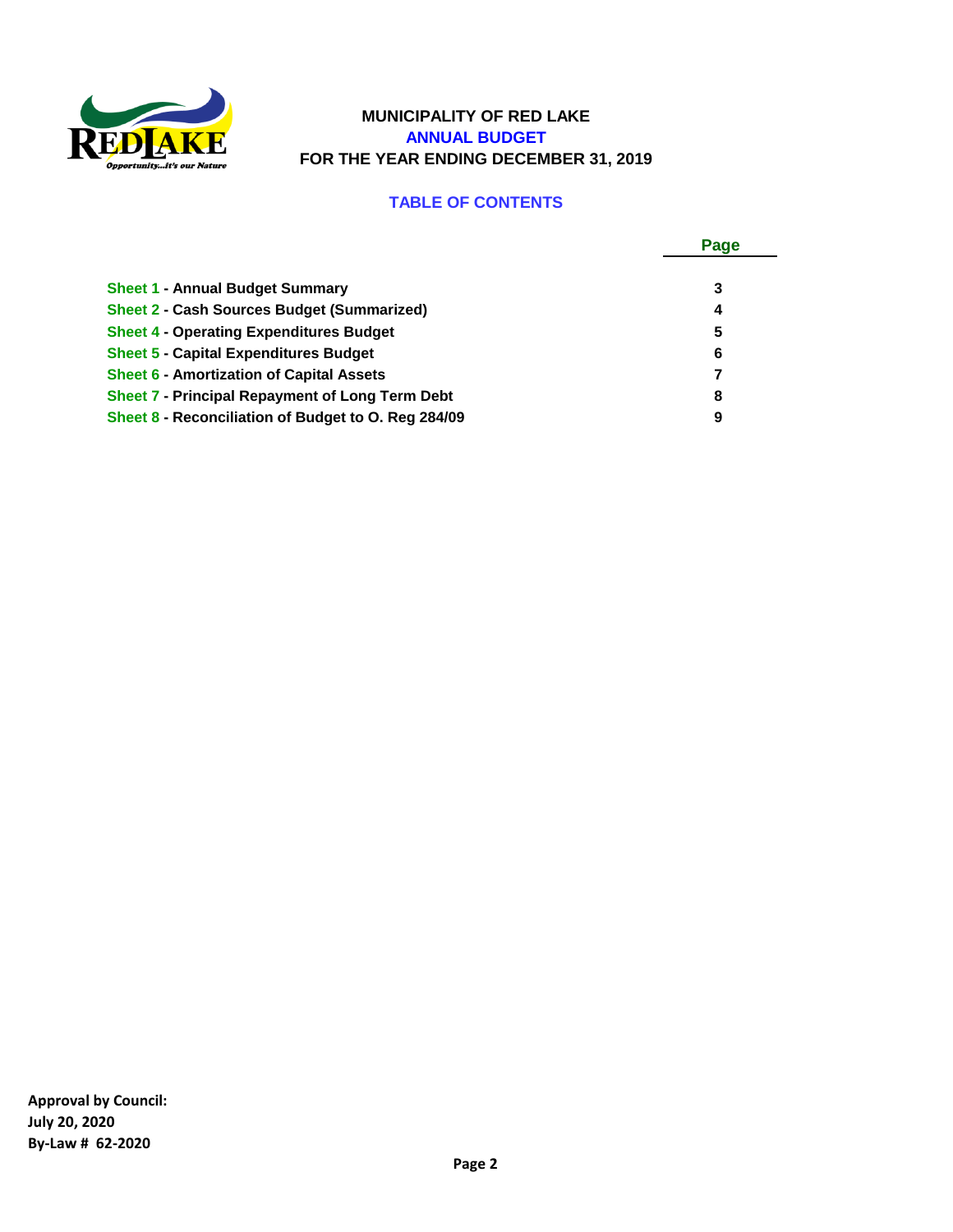# MUNICIPALITY OF RED LAKE

## ANNUAL BUDGET

## FOR THE YEAR ENDING DECEMBER 31, 2019

### TABLE OF CONTENTS

| | Page |
|---|---|
| **Sheet 1 - Annual Budget Summary** | 3 |
| **Sheet 2 - Cash Sources Budget (Summarized)** | 4 |
| **Sheet 4 - Operating Expenditures Budget** | 5 |
| **Sheet 5 - Capital Expenditures Budget** | 6 |
| **Sheet 6 - Amortization of Capital Assets** | 7 |
| **Sheet 7 - Principal Repayment of Long Term Debt** | 8 |
| **Sheet 8 - Reconciliation of Budget to O. Reg 284/09** | 9 |

**Approval by Council:**
**July 20, 2020**
**By-Law # 62-2020**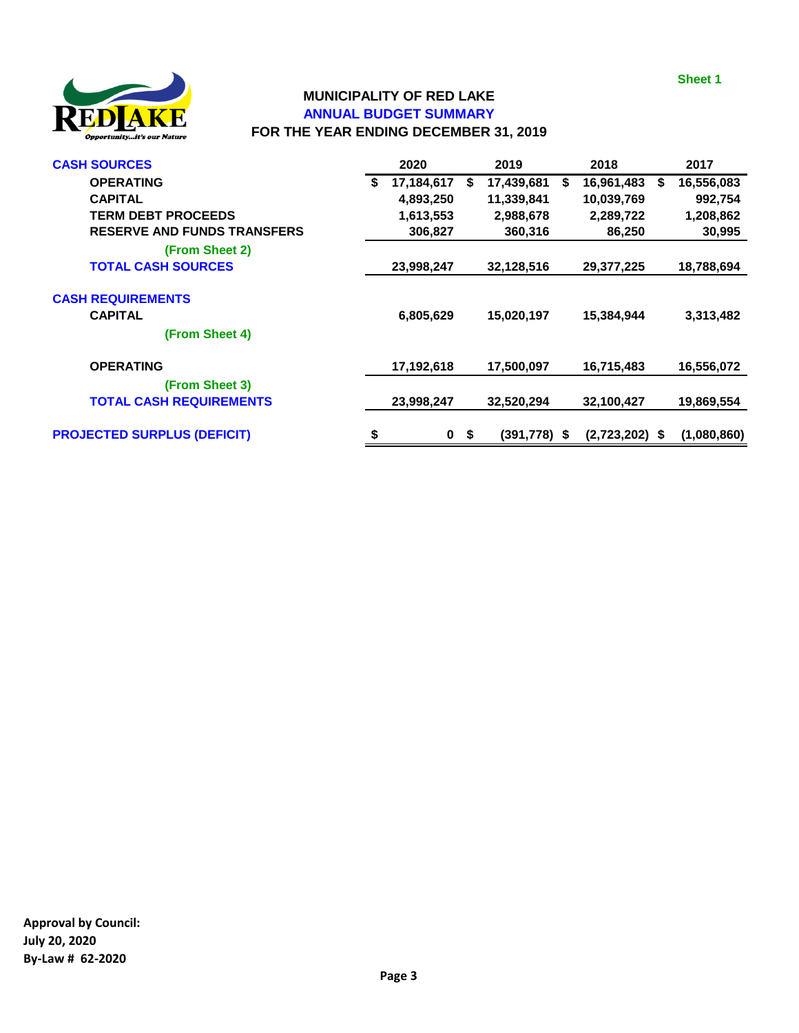Sheet 1

# MUNICIPALITY OF RED LAKE
## ANNUAL BUDGET SUMMARY
## FOR THE YEAR ENDING DECEMBER 31, 2019

| | 2020 | 2019 | 2018 | 2017 |
|---|---|---|---|---|
| **CASH SOURCES** | | | | |
| OPERATING | $ 17,184,617 | $ 17,439,681 | $ 16,961,483 | $ 16,556,083 |
| CAPITAL | 4,893,250 | 11,339,841 | 10,039,769 | 992,754 |
| TERM DEBT PROCEEDS | 1,613,553 | 2,988,678 | 2,289,722 | 1,208,862 |
| RESERVE AND FUNDS TRANSFERS | 306,827 | 360,316 | 86,250 | 30,995 |
| (From Sheet 2) | | | | |
| **TOTAL CASH SOURCES** | 23,998,247 | 32,128,516 | 29,377,225 | 18,788,694 |
| **CASH REQUIREMENTS** | | | | |
| CAPITAL | 6,805,629 | 15,020,197 | 15,384,944 | 3,313,482 |
| (From Sheet 4) | | | | |
| OPERATING | 17,192,618 | 17,500,097 | 16,715,483 | 16,556,072 |
| (From Sheet 3) | | | | |
| **TOTAL CASH REQUIREMENTS** | 23,998,247 | 32,520,294 | 32,100,427 | 19,869,554 |
| **PROJECTED SURPLUS (DEFICIT)** | $ 0 | $ (391,778) | $ (2,723,202) | $ (1,080,860) |

**Approval by Council:**
**July 20, 2020**
**By-Law # 62-2020**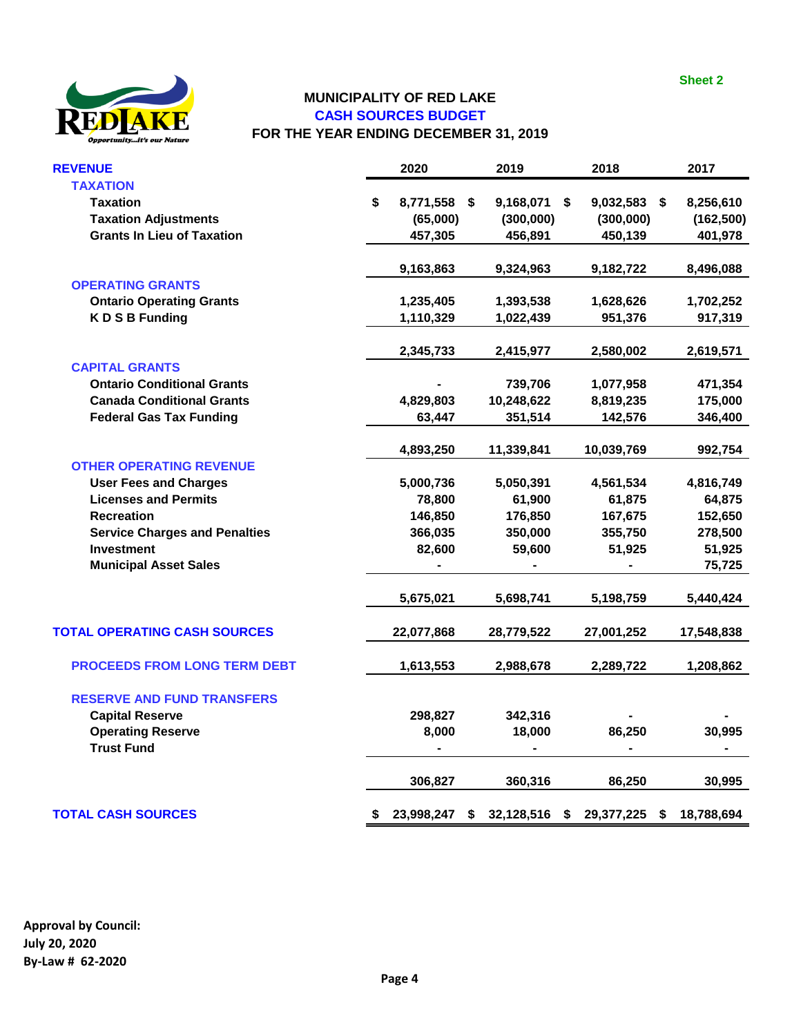Sheet 2

# MUNICIPALITY OF RED LAKE
## CASH SOURCES BUDGET
### FOR THE YEAR ENDING DECEMBER 31, 2019

| REVENUE | 2020 | 2019 | 2018 | 2017 |
|---|---|---|---|---|
| **TAXATION** | | | | |
| Taxation | $ 8,771,558 | $ 9,168,071 | $ 9,032,583 | $ 8,256,610 |
| Taxation Adjustments | (65,000) | (300,000) | (300,000) | (162,500) |
| Grants In Lieu of Taxation | 457,305 | 456,891 | 450,139 | 401,978 |
| | 9,163,863 | 9,324,963 | 9,182,722 | 8,496,088 |
| **OPERATING GRANTS** | | | | |
| Ontario Operating Grants | 1,235,405 | 1,393,538 | 1,628,626 | 1,702,252 |
| K D S B Funding | 1,110,329 | 1,022,439 | 951,376 | 917,319 |
| | 2,345,733 | 2,415,977 | 2,580,002 | 2,619,571 |
| **CAPITAL GRANTS** | | | | |
| Ontario Conditional Grants | - | 739,706 | 1,077,958 | 471,354 |
| Canada Conditional Grants | 4,829,803 | 10,248,622 | 8,819,235 | 175,000 |
| Federal Gas Tax Funding | 63,447 | 351,514 | 142,576 | 346,400 |
| | 4,893,250 | 11,339,841 | 10,039,769 | 992,754 |
| **OTHER OPERATING REVENUE** | | | | |
| User Fees and Charges | 5,000,736 | 5,050,391 | 4,561,534 | 4,816,749 |
| Licenses and Permits | 78,800 | 61,900 | 61,875 | 64,875 |
| Recreation | 146,850 | 176,850 | 167,675 | 152,650 |
| Service Charges and Penalties | 366,035 | 350,000 | 355,750 | 278,500 |
| Investment | 82,600 | 59,600 | 51,925 | 51,925 |
| Municipal Asset Sales | - | - | - | 75,725 |
| | 5,675,021 | 5,698,741 | 5,198,759 | 5,440,424 |
| **TOTAL OPERATING CASH SOURCES** | 22,077,868 | 28,779,522 | 27,001,252 | 17,548,838 |
| **PROCEEDS FROM LONG TERM DEBT** | 1,613,553 | 2,988,678 | 2,289,722 | 1,208,862 |
| **RESERVE AND FUND TRANSFERS** | | | | |
| Capital Reserve | 298,827 | 342,316 | - | - |
| Operating Reserve | 8,000 | 18,000 | 86,250 | 30,995 |
| Trust Fund | - | - | - | - |
| | 306,827 | 360,316 | 86,250 | 30,995 |
| **TOTAL CASH SOURCES** | $ 23,998,247 | $ 32,128,516 | $ 29,377,225 | $ 18,788,694 |

**Approval by Council:**
**July 20, 2020**
**By-Law # 62-2020**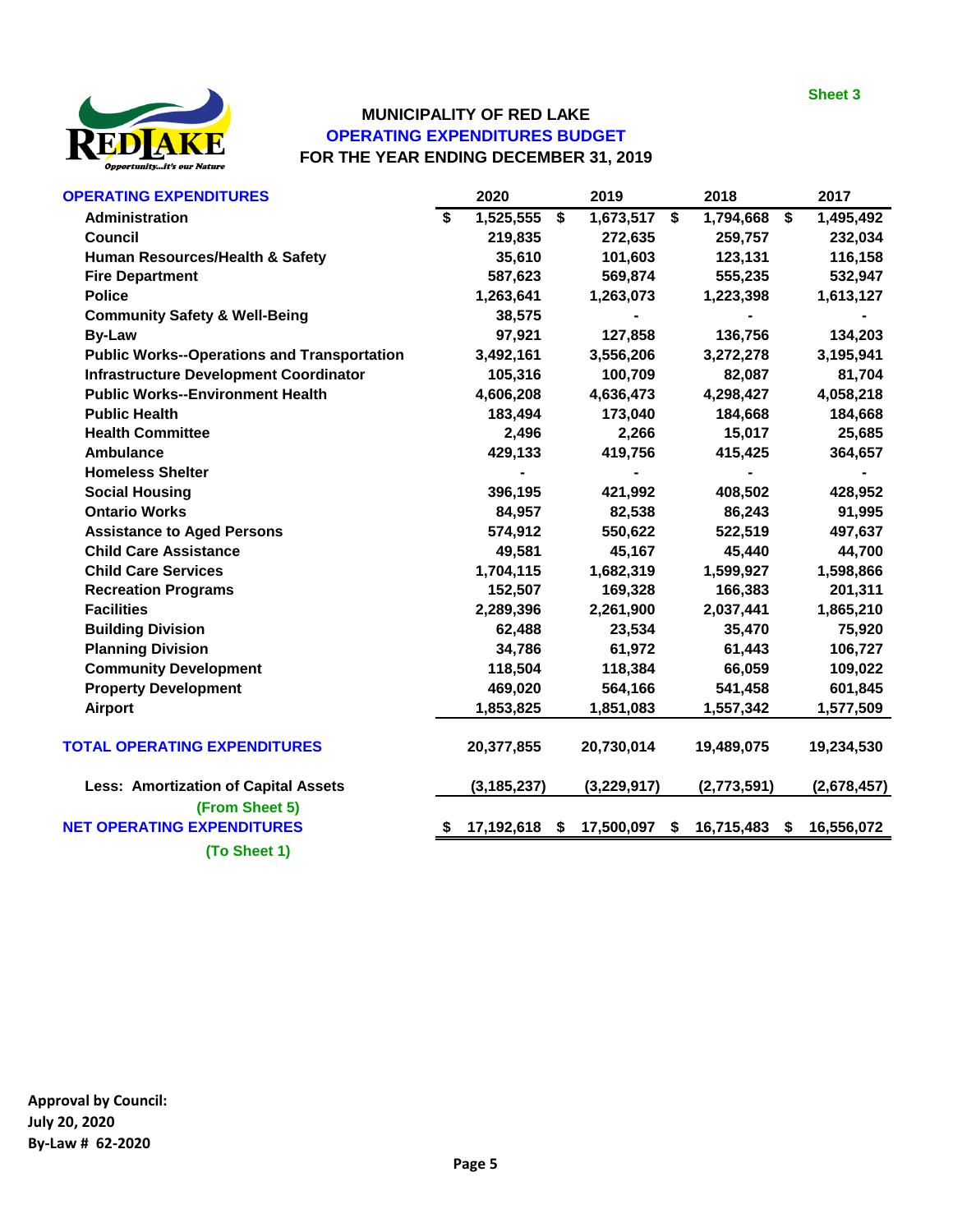Sheet 3

# MUNICIPALITY OF RED LAKE
## OPERATING EXPENDITURES BUDGET
### FOR THE YEAR ENDING DECEMBER 31, 2019

| OPERATING EXPENDITURES | 2020 | 2019 | 2018 | 2017 |
|---|---|---|---|---|
| Administration | $ 1,525,555 | $ 1,673,517 | $ 1,794,668 | $ 1,495,492 |
| Council | 219,835 | 272,635 | 259,757 | 232,034 |
| Human Resources/Health & Safety | 35,610 | 101,603 | 123,131 | 116,158 |
| Fire Department | 587,623 | 569,874 | 555,235 | 532,947 |
| Police | 1,263,641 | 1,263,073 | 1,223,398 | 1,613,127 |
| Community Safety & Well-Being | 38,575 | - | - | - |
| By-Law | 97,921 | 127,858 | 136,756 | 134,203 |
| Public Works--Operations and Transportation | 3,492,161 | 3,556,206 | 3,272,278 | 3,195,941 |
| Infrastructure Development Coordinator | 105,316 | 100,709 | 82,087 | 81,704 |
| Public Works--Environment Health | 4,606,208 | 4,636,473 | 4,298,427 | 4,058,218 |
| Public Health | 183,494 | 173,040 | 184,668 | 184,668 |
| Health Committee | 2,496 | 2,266 | 15,017 | 25,685 |
| Ambulance | 429,133 | 419,756 | 415,425 | 364,657 |
| Homeless Shelter | - | - | - | - |
| Social Housing | 396,195 | 421,992 | 408,502 | 428,952 |
| Ontario Works | 84,957 | 82,538 | 86,243 | 91,995 |
| Assistance to Aged Persons | 574,912 | 550,622 | 522,519 | 497,637 |
| Child Care Assistance | 49,581 | 45,167 | 45,440 | 44,700 |
| Child Care Services | 1,704,115 | 1,682,319 | 1,599,927 | 1,598,866 |
| Recreation Programs | 152,507 | 169,328 | 166,383 | 201,311 |
| Facilities | 2,289,396 | 2,261,900 | 2,037,441 | 1,865,210 |
| Building Division | 62,488 | 23,534 | 35,470 | 75,920 |
| Planning Division | 34,786 | 61,972 | 61,443 | 106,727 |
| Community Development | 118,504 | 118,384 | 66,059 | 109,022 |
| Property Development | 469,020 | 564,166 | 541,458 | 601,845 |
| Airport | 1,853,825 | 1,851,083 | 1,557,342 | 1,577,509 |
| **TOTAL OPERATING EXPENDITURES** | 20,377,855 | 20,730,014 | 19,489,075 | 19,234,530 |
| Less: Amortization of Capital Assets (From Sheet 5) | (3,185,237) | (3,229,917) | (2,773,591) | (2,678,457) |
| **NET OPERATING EXPENDITURES** (To Sheet 1) | $ 17,192,618 | $ 17,500,097 | $ 16,715,483 | $ 16,556,072 |

**Approval by Council:**
**July 20, 2020**
**By-Law # 62-2020**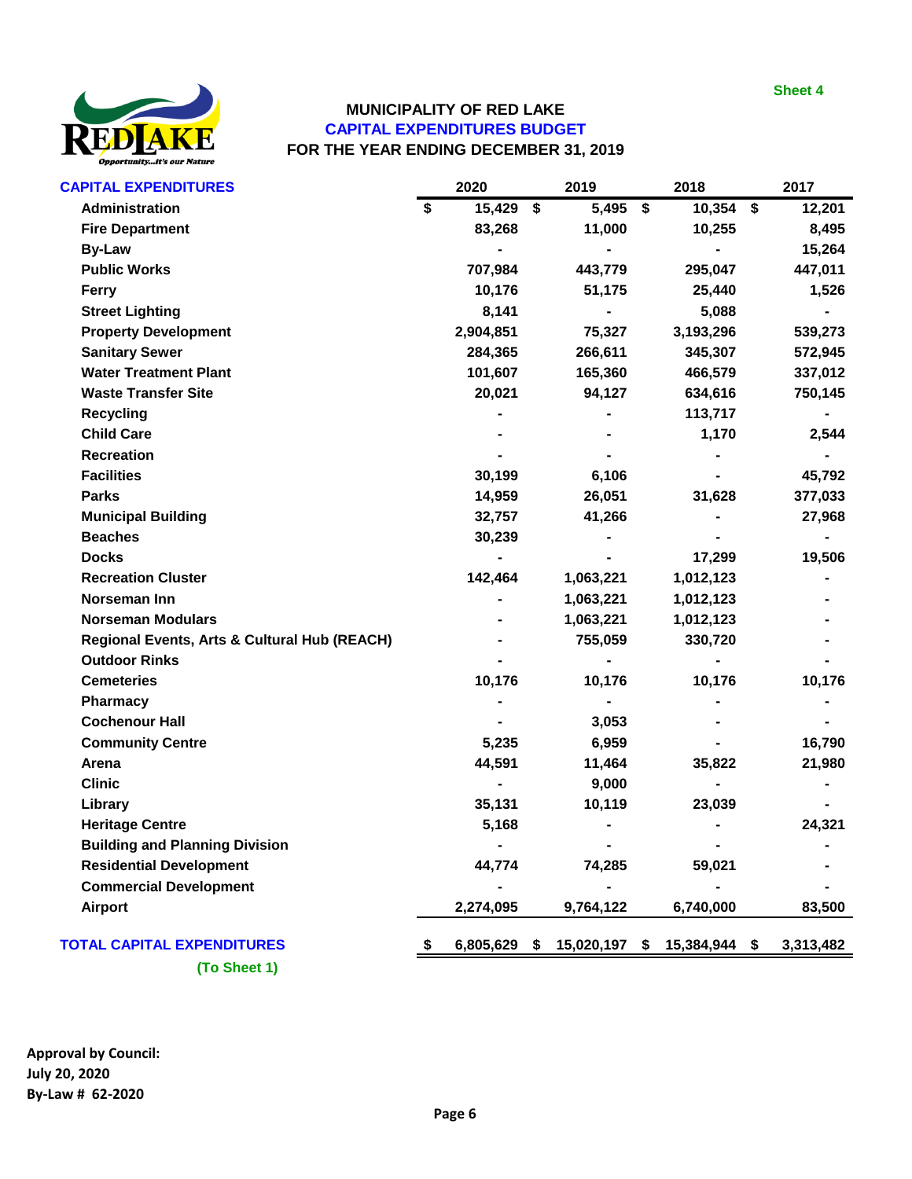Sheet 4

# MUNICIPALITY OF RED LAKE
## CAPITAL EXPENDITURES BUDGET
## FOR THE YEAR ENDING DECEMBER 31, 2019

| CAPITAL EXPENDITURES | 2020 | 2019 | 2018 | 2017 |
|---|---|---|---|---|
| Administration | $ 15,429 | $ 5,495 | $ 10,354 | $ 12,201 |
| Fire Department | 83,268 | 11,000 | 10,255 | 8,495 |
| By-Law | - | - | - | 15,264 |
| Public Works | 707,984 | 443,779 | 295,047 | 447,011 |
| Ferry | 10,176 | 51,175 | 25,440 | 1,526 |
| Street Lighting | 8,141 | - | 5,088 | - |
| Property Development | 2,904,851 | 75,327 | 3,193,296 | 539,273 |
| Sanitary Sewer | 284,365 | 266,611 | 345,307 | 572,945 |
| Water Treatment Plant | 101,607 | 165,360 | 466,579 | 337,012 |
| Waste Transfer Site | 20,021 | 94,127 | 634,616 | 750,145 |
| Recycling | - | - | 113,717 | - |
| Child Care | - | - | 1,170 | 2,544 |
| Recreation | - | - | - | - |
| Facilities | 30,199 | 6,106 | - | 45,792 |
| Parks | 14,959 | 26,051 | 31,628 | 377,033 |
| Municipal Building | 32,757 | 41,266 | - | 27,968 |
| Beaches | 30,239 | - | - | - |
| Docks | - | - | 17,299 | 19,506 |
| Recreation Cluster | 142,464 | 1,063,221 | 1,012,123 | - |
| Norseman Inn | - | 1,063,221 | 1,012,123 | - |
| Norseman Modulars | - | 1,063,221 | 1,012,123 | - |
| Regional Events, Arts & Cultural Hub (REACH) | - | 755,059 | 330,720 | - |
| Outdoor Rinks | - | - | - | - |
| Cemeteries | 10,176 | 10,176 | 10,176 | 10,176 |
| Pharmacy | - | - | - | - |
| Cochenour Hall | - | 3,053 | - | - |
| Community Centre | 5,235 | 6,959 | - | 16,790 |
| Arena | 44,591 | 11,464 | 35,822 | 21,980 |
| Clinic | - | 9,000 | - | - |
| Library | 35,131 | 10,119 | 23,039 | - |
| Heritage Centre | 5,168 | - | - | 24,321 |
| Building and Planning Division | - | - | - | - |
| Residential Development | 44,774 | 74,285 | 59,021 | - |
| Commercial Development | - | - | - | - |
| Airport | 2,274,095 | 9,764,122 | 6,740,000 | 83,500 |
| **TOTAL CAPITAL EXPENDITURES** | **$ 6,805,629** | **$ 15,020,197** | **$ 15,384,944** | **$ 3,313,482** |

(To Sheet 1)

**Approval by Council:**
**July 20, 2020**
**By-Law # 62-2020**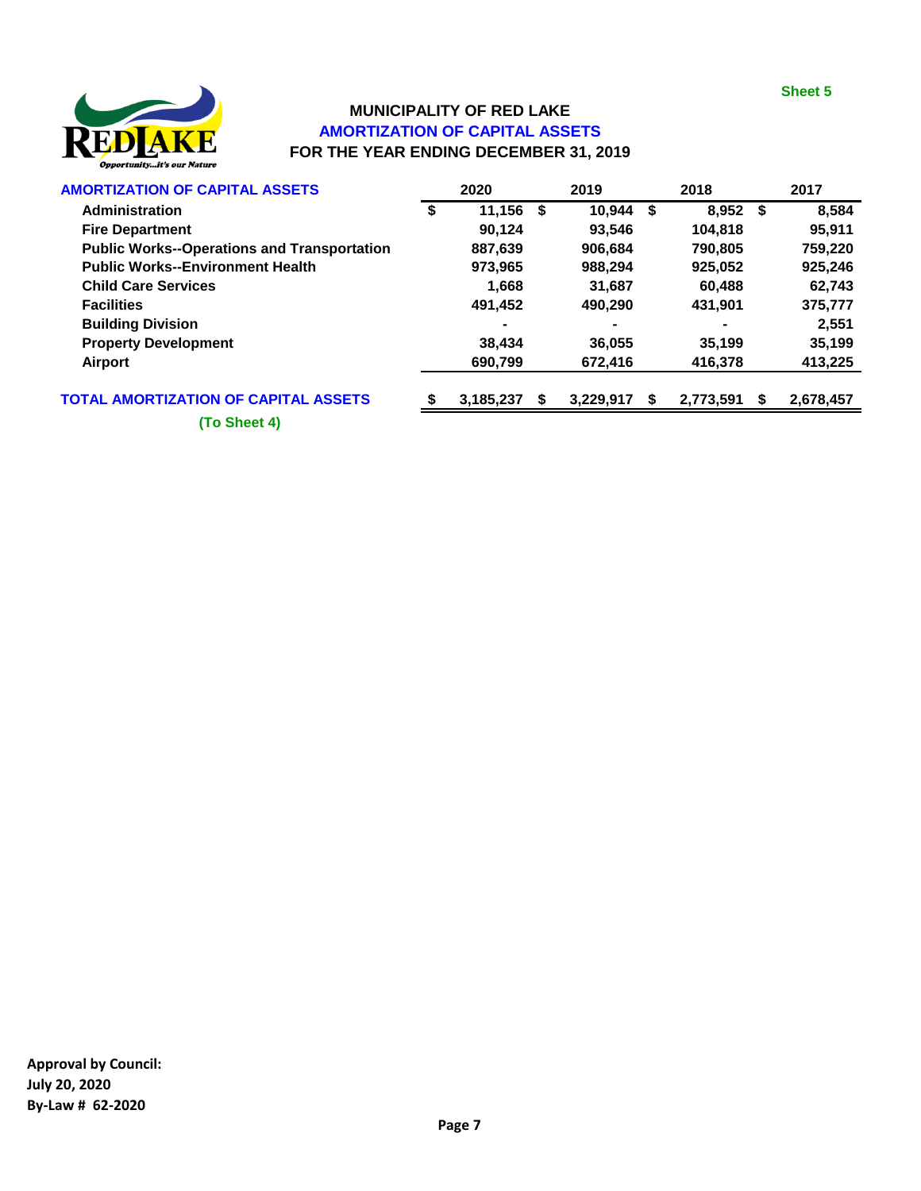Sheet 5

# MUNICIPALITY OF RED LAKE
## AMORTIZATION OF CAPITAL ASSETS
### FOR THE YEAR ENDING DECEMBER 31, 2019

| AMORTIZATION OF CAPITAL ASSETS | 2020 | 2019 | 2018 | 2017 |
|---|---|---|---|---|
| Administration | $ 11,156 | $ 10,944 | $ 8,952 | $ 8,584 |
| Fire Department | 90,124 | 93,546 | 104,818 | 95,911 |
| Public Works--Operations and Transportation | 887,639 | 906,684 | 790,805 | 759,220 |
| Public Works--Environment Health | 973,965 | 988,294 | 925,052 | 925,246 |
| Child Care Services | 1,668 | 31,687 | 60,488 | 62,743 |
| Facilities | 491,452 | 490,290 | 431,901 | 375,777 |
| Building Division | - | - | - | 2,551 |
| Property Development | 38,434 | 36,055 | 35,199 | 35,199 |
| Airport | 690,799 | 672,416 | 416,378 | 413,225 |
| **TOTAL AMORTIZATION OF CAPITAL ASSETS** | **$ 3,185,237** | **$ 3,229,917** | **$ 2,773,591** | **$ 2,678,457** |

(To Sheet 4)

**Approval by Council:**
**July 20, 2020**
**By-Law # 62-2020**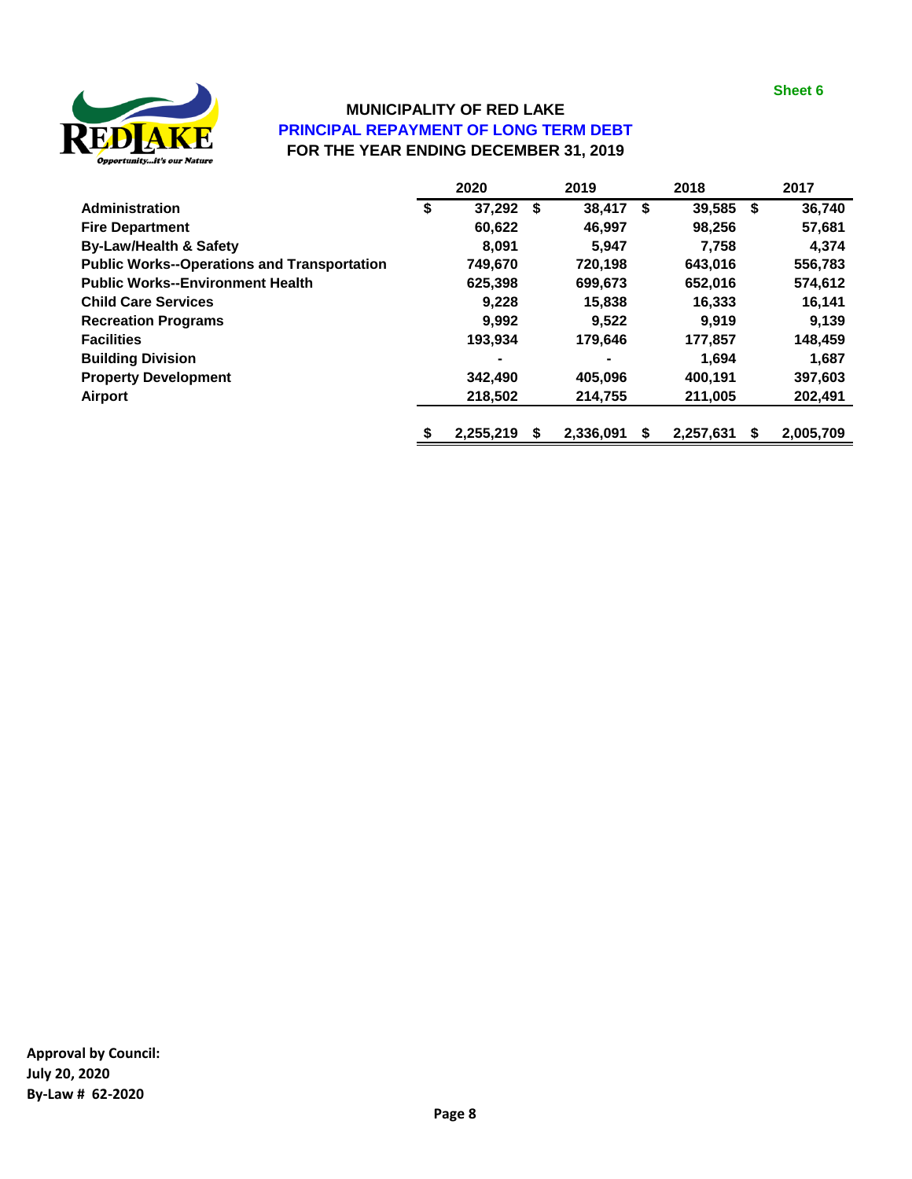Sheet 6

# MUNICIPALITY OF RED LAKE

## PRINCIPAL REPAYMENT OF LONG TERM DEBT

### FOR THE YEAR ENDING DECEMBER 31, 2019

| | 2020 | 2019 | 2018 | 2017 |
|---|---|---|---|---|
| **Administration** | $ 37,292 | $ 38,417 | $ 39,585 | $ 36,740 |
| **Fire Department** | 60,622 | 46,997 | 98,256 | 57,681 |
| **By-Law/Health & Safety** | 8,091 | 5,947 | 7,758 | 4,374 |
| **Public Works--Operations and Transportation** | 749,670 | 720,198 | 643,016 | 556,783 |
| **Public Works--Environment Health** | 625,398 | 699,673 | 652,016 | 574,612 |
| **Child Care Services** | 9,228 | 15,838 | 16,333 | 16,141 |
| **Recreation Programs** | 9,992 | 9,522 | 9,919 | 9,139 |
| **Facilities** | 193,934 | 179,646 | 177,857 | 148,459 |
| **Building Division** | - | - | 1,694 | 1,687 |
| **Property Development** | 342,490 | 405,096 | 400,191 | 397,603 |
| **Airport** | 218,502 | 214,755 | 211,005 | 202,491 |
| | $ 2,255,219 | $ 2,336,091 | $ 2,257,631 | $ 2,005,709 |

**Approval by Council:**
**July 20, 2020**
**By-Law # 62-2020**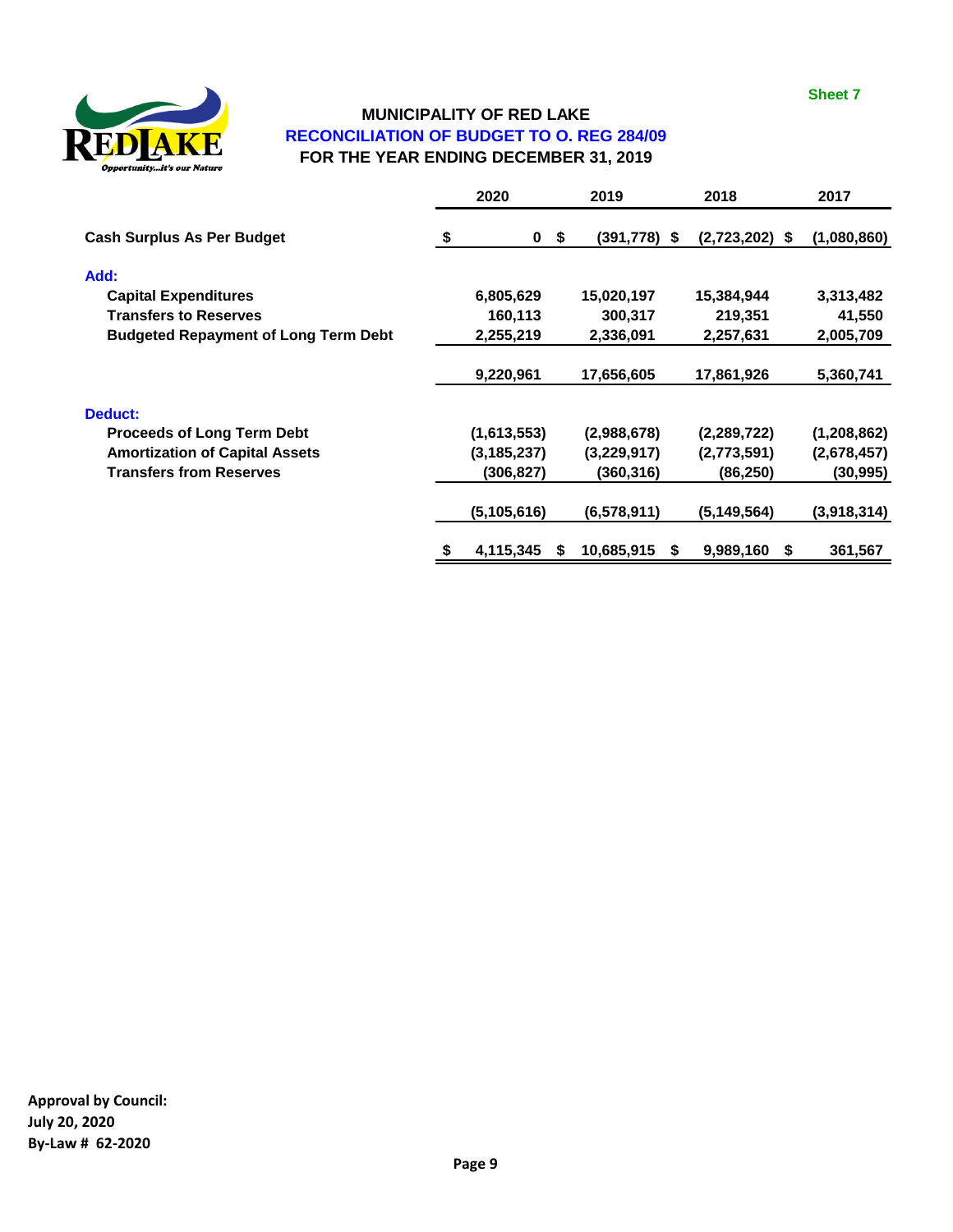Sheet 7

# MUNICIPALITY OF RED LAKE
## RECONCILIATION OF BUDGET TO O. REG 284/09
### FOR THE YEAR ENDING DECEMBER 31, 2019

| | 2020 | 2019 | 2018 | 2017 |
|---|---|---|---|---|
| **Cash Surplus As Per Budget** | $ 0 | $ (391,778) | $ (2,723,202) | $ (1,080,860) |
| **Add:** | | | | |
| **Capital Expenditures** | 6,805,629 | 15,020,197 | 15,384,944 | 3,313,482 |
| **Transfers to Reserves** | 160,113 | 300,317 | 219,351 | 41,550 |
| **Budgeted Repayment of Long Term Debt** | 2,255,219 | 2,336,091 | 2,257,631 | 2,005,709 |
| | 9,220,961 | 17,656,605 | 17,861,926 | 5,360,741 |
| **Deduct:** | | | | |
| **Proceeds of Long Term Debt** | (1,613,553) | (2,988,678) | (2,289,722) | (1,208,862) |
| **Amortization of Capital Assets** | (3,185,237) | (3,229,917) | (2,773,591) | (2,678,457) |
| **Transfers from Reserves** | (306,827) | (360,316) | (86,250) | (30,995) |
| | (5,105,616) | (6,578,911) | (5,149,564) | (3,918,314) |
| | $ 4,115,345 | $ 10,685,915 | $ 9,989,160 | $ 361,567 |

**Approval by Council:**
**July 20, 2020**
**By-Law # 62-2020**